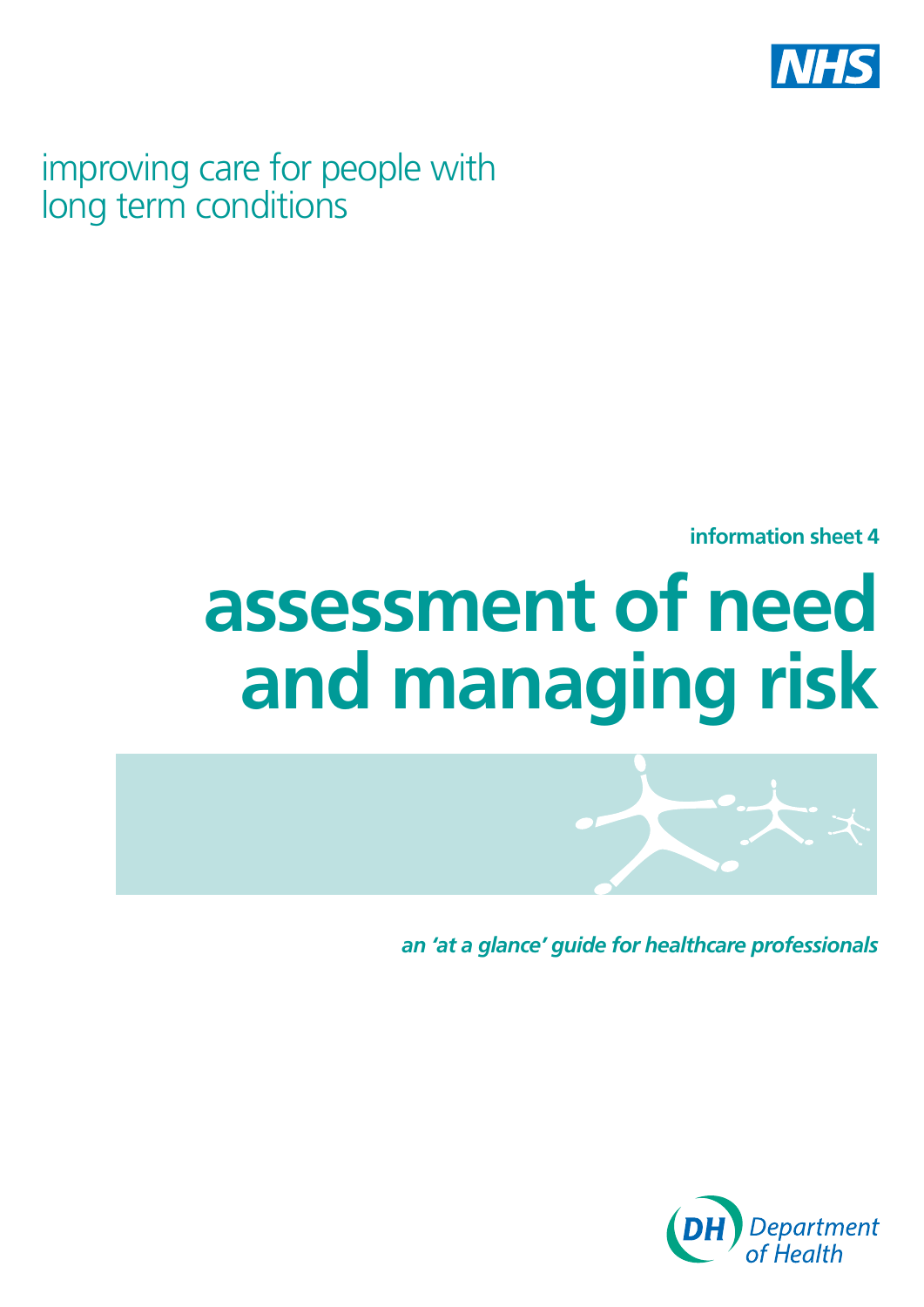NHS

improving care for people with long term conditions

**information sheet 4**

# assessment of need and managing risk

***an 'at a glance' guide for healthcare professionals***

Department of Health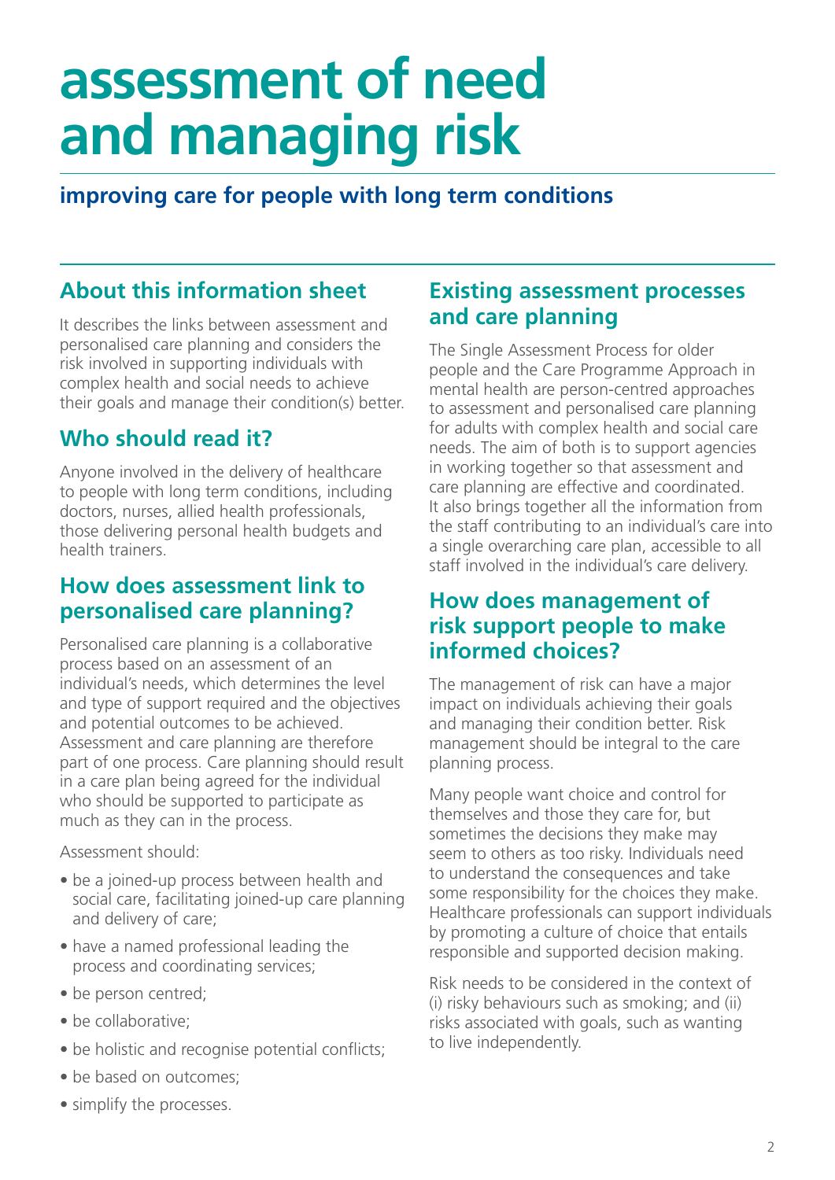# assessment of need and managing risk

**improving care for people with long term conditions**

## About this information sheet

It describes the links between assessment and personalised care planning and considers the risk involved in supporting individuals with complex health and social needs to achieve their goals and manage their condition(s) better.

## Who should read it?

Anyone involved in the delivery of healthcare to people with long term conditions, including doctors, nurses, allied health professionals, those delivering personal health budgets and health trainers.

## How does assessment link to personalised care planning?

Personalised care planning is a collaborative process based on an assessment of an individual's needs, which determines the level and type of support required and the objectives and potential outcomes to be achieved. Assessment and care planning are therefore part of one process. Care planning should result in a care plan being agreed for the individual who should be supported to participate as much as they can in the process.

Assessment should:

- be a joined-up process between health and social care, facilitating joined-up care planning and delivery of care;
- have a named professional leading the process and coordinating services;
- be person centred;
- be collaborative;
- be holistic and recognise potential conflicts;
- be based on outcomes;
- simplify the processes.

## Existing assessment processes and care planning

The Single Assessment Process for older people and the Care Programme Approach in mental health are person-centred approaches to assessment and personalised care planning for adults with complex health and social care needs. The aim of both is to support agencies in working together so that assessment and care planning are effective and coordinated. It also brings together all the information from the staff contributing to an individual's care into a single overarching care plan, accessible to all staff involved in the individual's care delivery.

## How does management of risk support people to make informed choices?

The management of risk can have a major impact on individuals achieving their goals and managing their condition better. Risk management should be integral to the care planning process.

Many people want choice and control for themselves and those they care for, but sometimes the decisions they make may seem to others as too risky. Individuals need to understand the consequences and take some responsibility for the choices they make. Healthcare professionals can support individuals by promoting a culture of choice that entails responsible and supported decision making.

Risk needs to be considered in the context of (i) risky behaviours such as smoking; and (ii) risks associated with goals, such as wanting to live independently.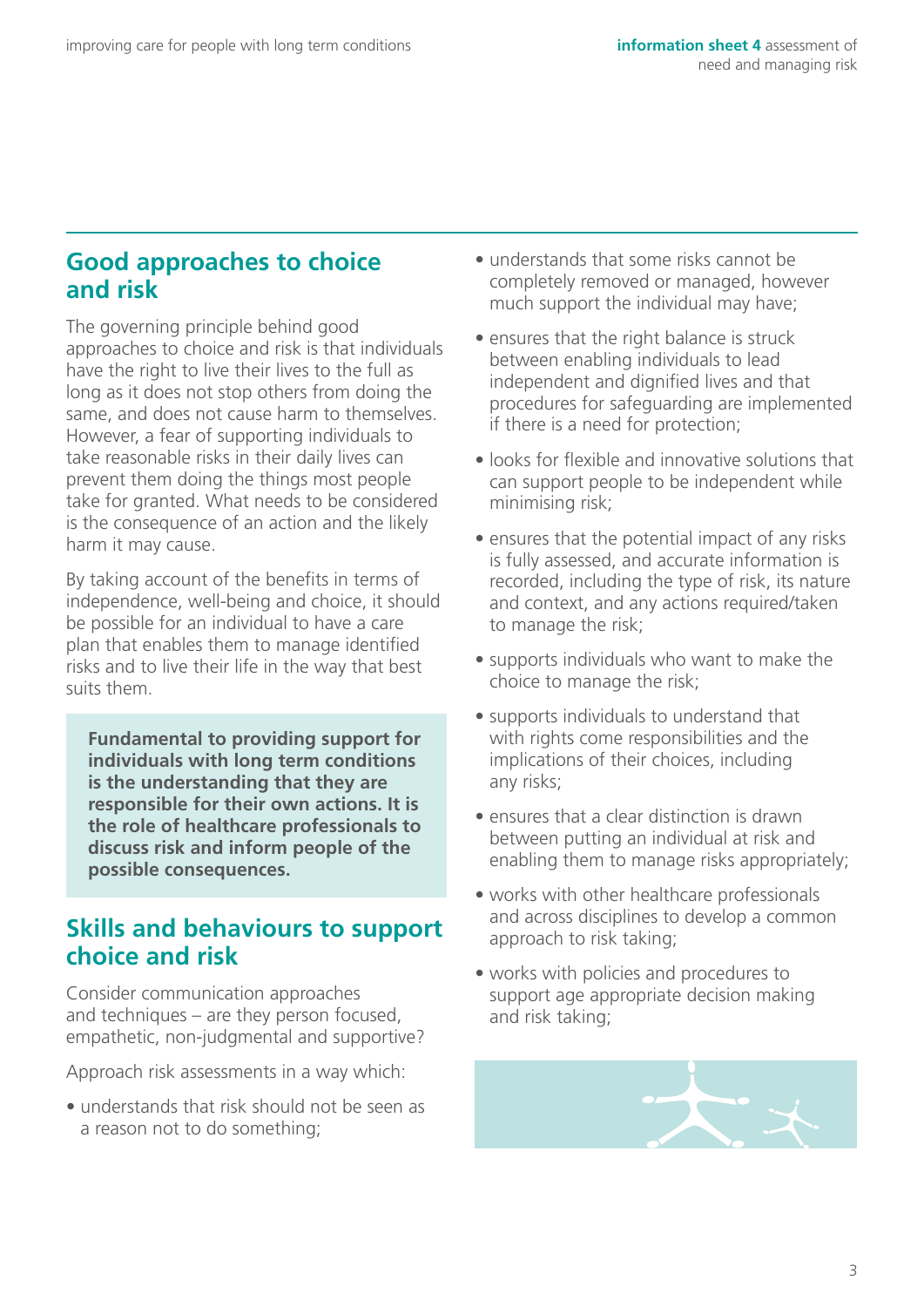## Good approaches to choice and risk

The governing principle behind good approaches to choice and risk is that individuals have the right to live their lives to the full as long as it does not stop others from doing the same, and does not cause harm to themselves. However, a fear of supporting individuals to take reasonable risks in their daily lives can prevent them doing the things most people take for granted. What needs to be considered is the consequence of an action and the likely harm it may cause.

By taking account of the benefits in terms of independence, well-being and choice, it should be possible for an individual to have a care plan that enables them to manage identified risks and to live their life in the way that best suits them.

**Fundamental to providing support for individuals with long term conditions is the understanding that they are responsible for their own actions. It is the role of healthcare professionals to discuss risk and inform people of the possible consequences.**

## Skills and behaviours to support choice and risk

Consider communication approaches and techniques – are they person focused, empathetic, non-judgmental and supportive?

Approach risk assessments in a way which:

- understands that risk should not be seen as a reason not to do something;
- understands that some risks cannot be completely removed or managed, however much support the individual may have;
- ensures that the right balance is struck between enabling individuals to lead independent and dignified lives and that procedures for safeguarding are implemented if there is a need for protection;
- looks for flexible and innovative solutions that can support people to be independent while minimising risk;
- ensures that the potential impact of any risks is fully assessed, and accurate information is recorded, including the type of risk, its nature and context, and any actions required/taken to manage the risk;
- supports individuals who want to make the choice to manage the risk;
- supports individuals to understand that with rights come responsibilities and the implications of their choices, including any risks;
- ensures that a clear distinction is drawn between putting an individual at risk and enabling them to manage risks appropriately;
- works with other healthcare professionals and across disciplines to develop a common approach to risk taking;
- works with policies and procedures to support age appropriate decision making and risk taking;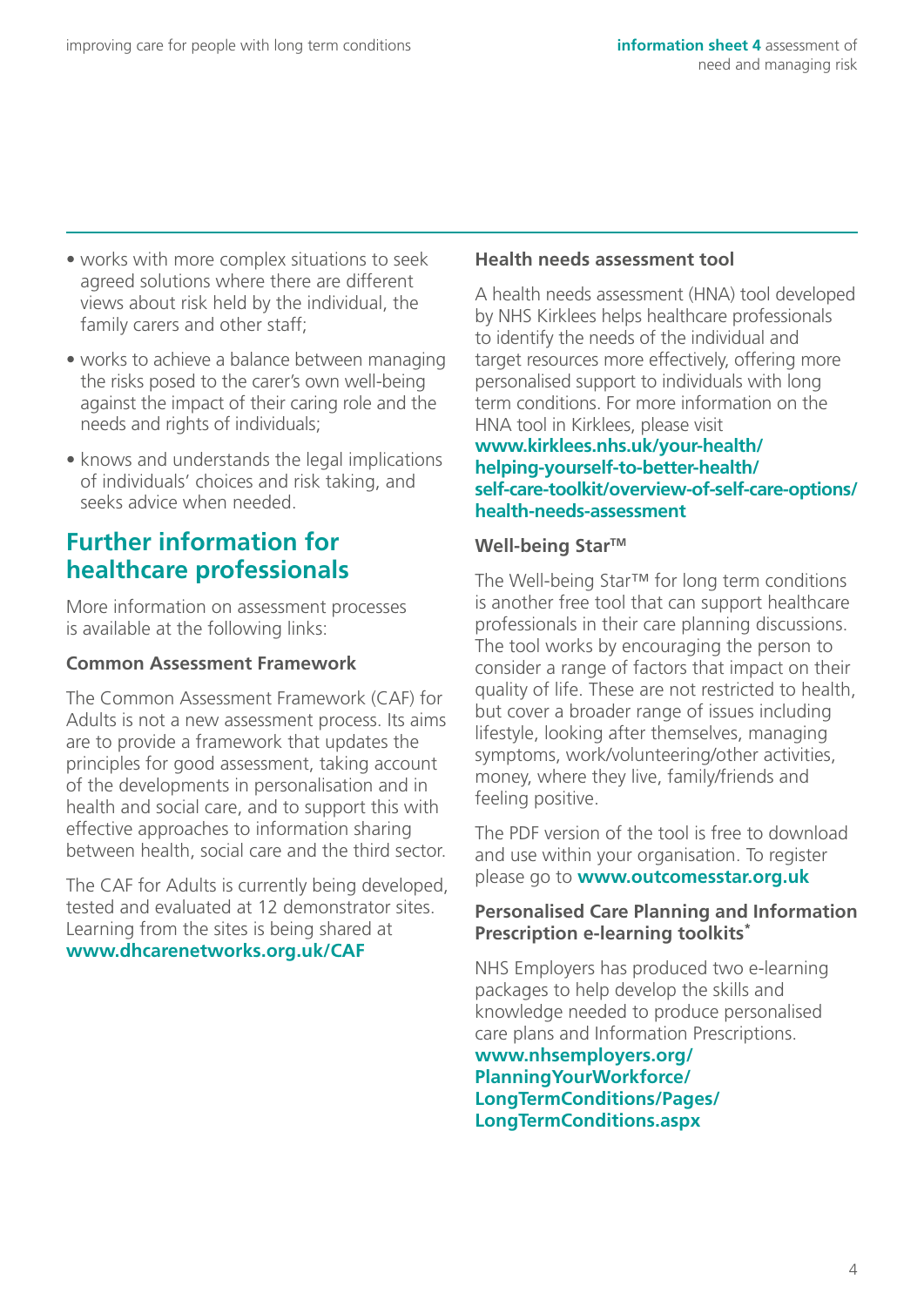- works with more complex situations to seek agreed solutions where there are different views about risk held by the individual, the family carers and other staff;
- works to achieve a balance between managing the risks posed to the carer's own well-being against the impact of their caring role and the needs and rights of individuals;
- knows and understands the legal implications of individuals' choices and risk taking, and seeks advice when needed.

## Further information for healthcare professionals

More information on assessment processes is available at the following links:

**Common Assessment Framework**

The Common Assessment Framework (CAF) for Adults is not a new assessment process. Its aims are to provide a framework that updates the principles for good assessment, taking account of the developments in personalisation and in health and social care, and to support this with effective approaches to information sharing between health, social care and the third sector.

The CAF for Adults is currently being developed, tested and evaluated at 12 demonstrator sites. Learning from the sites is being shared at **www.dhcarenetworks.org.uk/CAF**

**Health needs assessment tool**

A health needs assessment (HNA) tool developed by NHS Kirklees helps healthcare professionals to identify the needs of the individual and target resources more effectively, offering more personalised support to individuals with long term conditions. For more information on the HNA tool in Kirklees, please visit **www.kirklees.nhs.uk/your-health/helping-yourself-to-better-health/self-care-toolkit/overview-of-self-care-options/health-needs-assessment**

**Well-being Star™**

The Well-being Star™ for long term conditions is another free tool that can support healthcare professionals in their care planning discussions. The tool works by encouraging the person to consider a range of factors that impact on their quality of life. These are not restricted to health, but cover a broader range of issues including lifestyle, looking after themselves, managing symptoms, work/volunteering/other activities, money, where they live, family/friends and feeling positive.

The PDF version of the tool is free to download and use within your organisation. To register please go to **www.outcomesstar.org.uk**

**Personalised Care Planning and Information Prescription e-learning toolkits***

NHS Employers has produced two e-learning packages to help develop the skills and knowledge needed to produce personalised care plans and Information Prescriptions. **www.nhsemployers.org/PlanningYourWorkforce/LongTermConditions/Pages/LongTermConditions.aspx**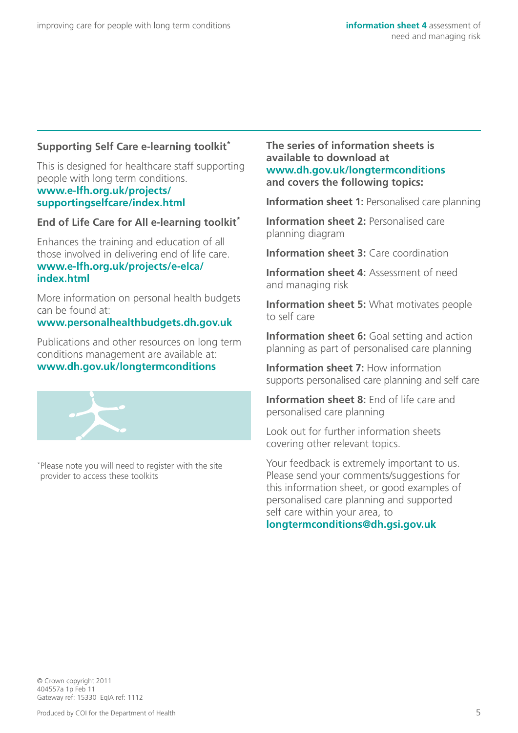### Supporting Self Care e-learning toolkit*

This is designed for healthcare staff supporting people with long term conditions.
**www.e-lfh.org.uk/projects/supportingselfcare/index.html**

### End of Life Care for All e-learning toolkit*

Enhances the training and education of all those involved in delivering end of life care.
**www.e-lfh.org.uk/projects/e-elca/index.html**

More information on personal health budgets can be found at:
**www.personalhealthbudgets.dh.gov.uk**

Publications and other resources on long term conditions management are available at:
**www.dh.gov.uk/longtermconditions**

*Please note you will need to register with the site provider to access these toolkits

**The series of information sheets is available to download at www.dh.gov.uk/longtermconditions and covers the following topics:**

**Information sheet 1:** Personalised care planning

**Information sheet 2:** Personalised care planning diagram

**Information sheet 3:** Care coordination

**Information sheet 4:** Assessment of need and managing risk

**Information sheet 5:** What motivates people to self care

**Information sheet 6:** Goal setting and action planning as part of personalised care planning

**Information sheet 7:** How information supports personalised care planning and self care

**Information sheet 8:** End of life care and personalised care planning

Look out for further information sheets covering other relevant topics.

Your feedback is extremely important to us. Please send your comments/suggestions for this information sheet, or good examples of personalised care planning and supported self care within your area, to **longtermconditions@dh.gsi.gov.uk**

© Crown copyright 2011
404557a 1p Feb 11
Gateway ref: 15330 EqIA ref: 1112

Produced by COI for the Department of Health